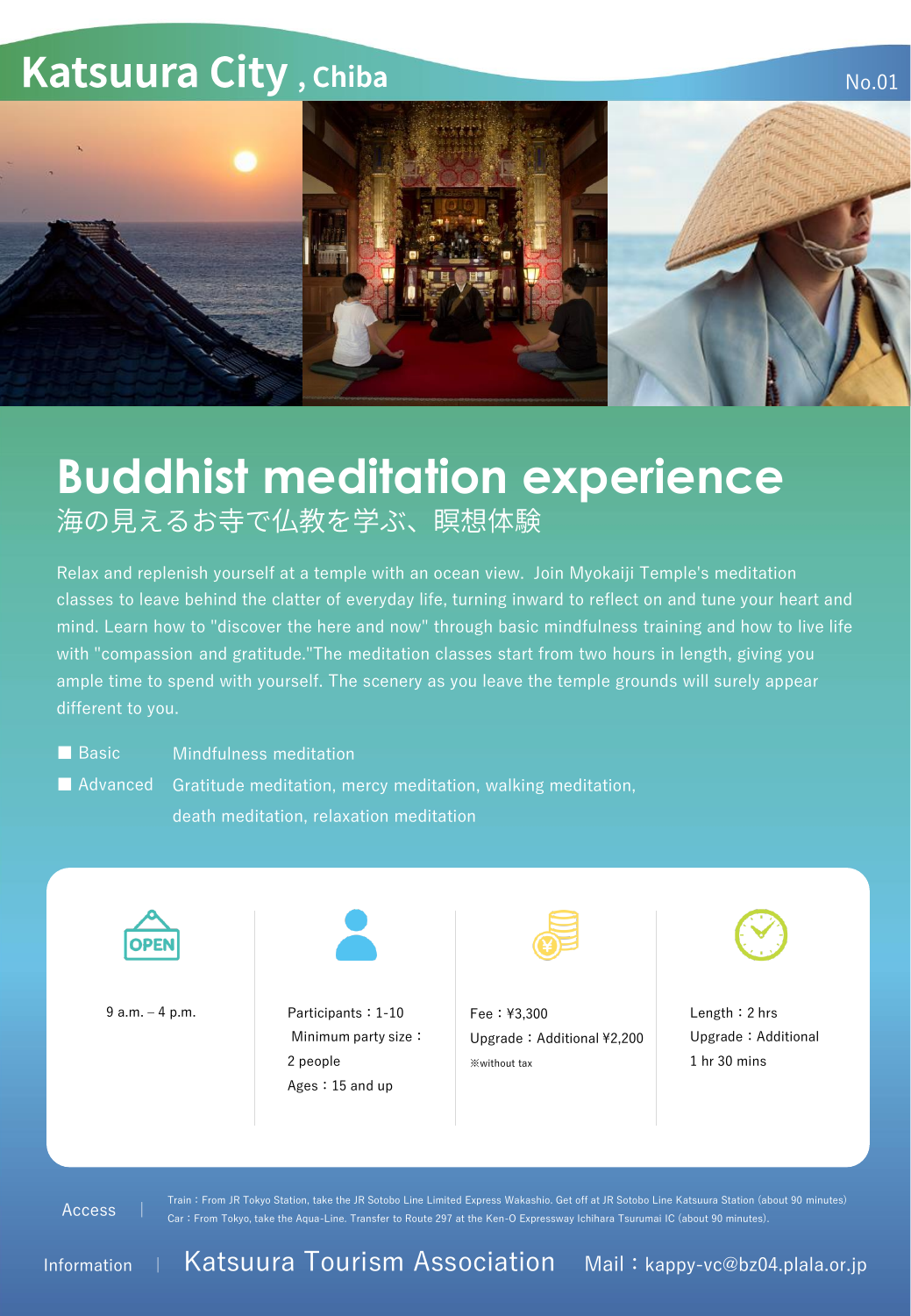# Katsuura City , Chiba

No.01

## Buddhist meditation experience

海の見えるお寺で仏教を学ぶ、瞑想体験

Relax and replenish yourself at a temple with an ocean view. Join Myokaiji Temple's meditation classes to leave behind the clatter of everyday life, turning inward to reflect on and tune your heart and mind. Learn how to "discover the here and now" through basic mindfulness training and how to live life with "compassion and gratitude."The meditation classes start from two hours in length, giving you ample time to spend with yourself. The scenery as you leave the temple grounds will surely appear different to you.

- **Basic** Mindfulness meditation
- **Advanced** Gratitude meditation, mercy meditation, walking meditation, death meditation, relaxation meditation

| OPEN | Participants | Fee | Length |
|---|---|---|---|
| 9 a.m. – 4 p.m. | Participants：1-10<br>Minimum party size：2 people<br>Ages：15 and up | Fee：¥3,300<br>Upgrade：Additional ¥2,200<br>※without tax | Length：2 hrs<br>Upgrade：Additional 1 hr 30 mins |

**Access** | Train：From JR Tokyo Station, take the JR Sotobo Line Limited Express Wakashio. Get off at JR Sotobo Line Katsuura Station (about 90 minutes)
Car：From Tokyo, take the Aqua-Line. Transfer to Route 297 at the Ken-O Expressway Ichihara Tsurumai IC (about 90 minutes).

**Information** | Katsuura Tourism Association Mail：kappy-vc@bz04.plala.or.jp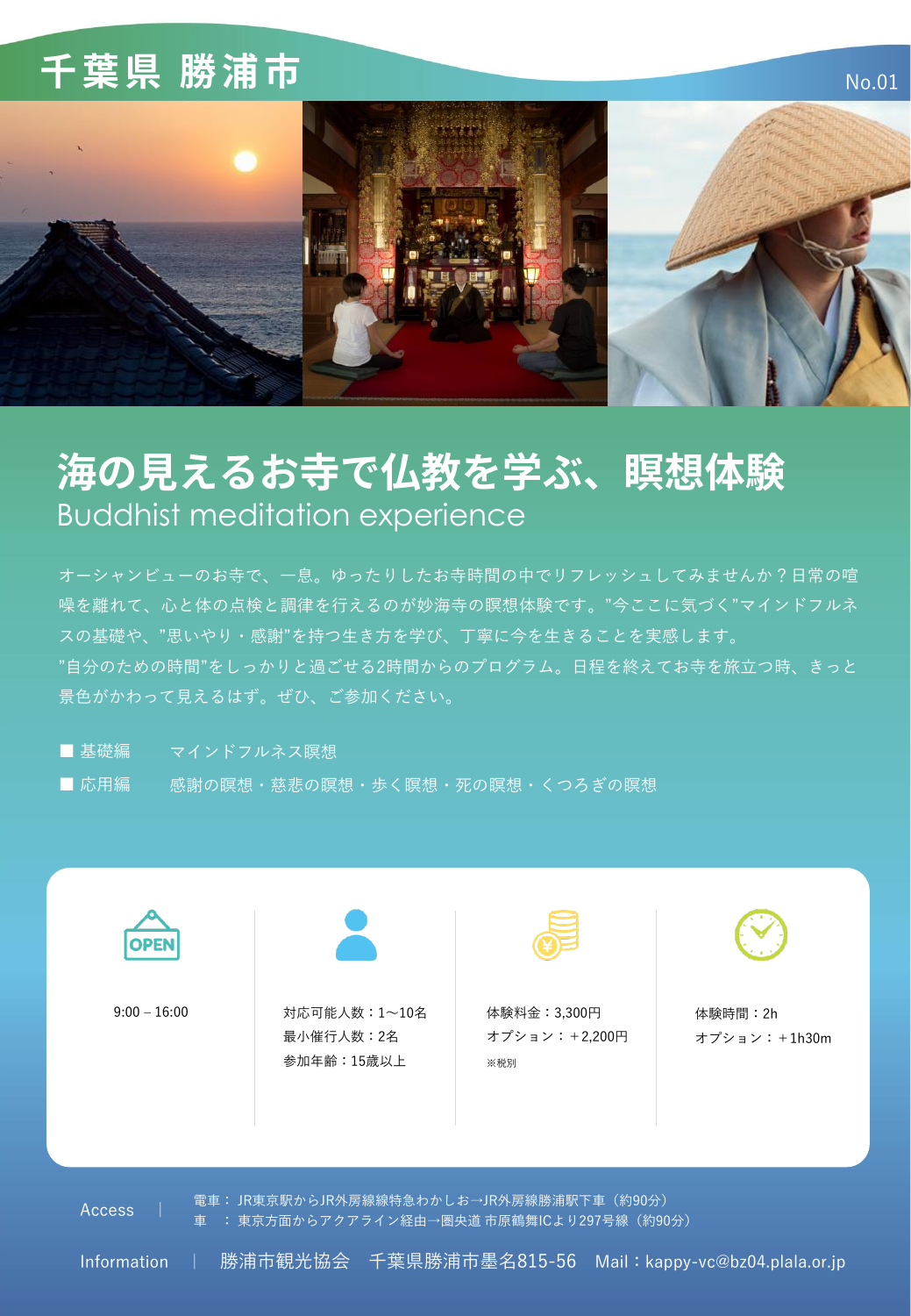# 千葉県 勝浦市

No.01

## 海の見えるお寺で仏教を学ぶ、瞑想体験

Buddhist meditation experience

オーシャンビューのお寺で、一息。ゆったりしたお寺時間の中でリフレッシュしてみませんか？日常の喧噪を離れて、心と体の点検と調律を行えるのが妙海寺の瞑想体験です。"今ここに気づく"マインドフルネスの基礎や、"思いやり・感謝"を持つ生き方を学び、丁寧に今を生きることを実感します。
"自分のための時間"をしっかりと過ごせる2時間からのプログラム。日程を終えてお寺を旅立つ時、きっと景色がかわって見えるはず。ぜひ、ご参加ください。

- ■ 基礎編　マインドフルネス瞑想
- ■ 応用編　感謝の瞑想・慈悲の瞑想・歩く瞑想・死の瞑想・くつろぎの瞑想

| | | | |
|---|---|---|---|
| OPEN | | | |
| 9:00 – 16:00 | 対応可能人数：1〜10名<br>最小催行人数：2名<br>参加年齢：15歳以上 | 体験料金：3,300円<br>オプション：＋2,200円<br>※税別 | 体験時間：2h<br>オプション：＋1h30m |

Access ｜ 電車：JR東京駅からJR外房線特急わかしお→JR外房線勝浦駅下車（約90分）
車　：東京方面からアクアライン経由→圏央道 市原鶴舞ICより297号線（約90分）

Information ｜ 勝浦市観光協会　千葉県勝浦市墨名815-56　Mail：kappy-vc@bz04.plala.or.jp